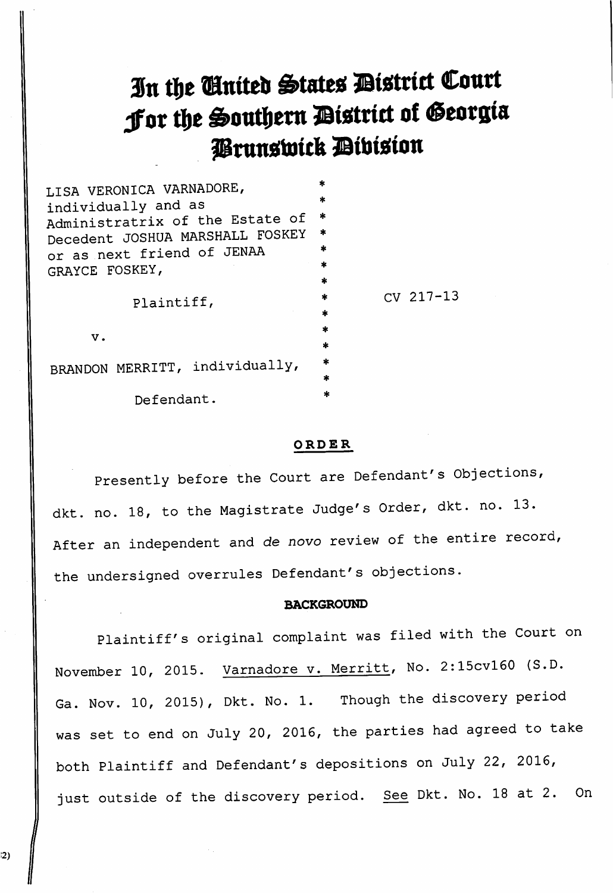# In the United States District Court For the Southern District of Georgia Brunswick Division

LISA VERONICA VARNADORE, individually and as Administratrix of the Estate of Decedent JOSHUA MARSHALL FOSKEY or as next friend of JENAA GRAYCE FOSKEY,

Plaintiff,

v.

BRANDON MERRITT, individually,

Defendant.

CV 217-13

## ORDER

Presently before the Court are Defendant's Objections, dkt. no. 18, to the Magistrate Judge's Order, dkt. no. 13. After an independent and *de novo* review of the entire record, the undersigned overrules Defendant's objections.

### BACKGROUND

Plaintiff's original complaint was filed with the Court on November 10, 2015. Varnadore v. Merritt, No. 2:15cv160 (S.D. Ga. Nov. 10, 2015), Dkt. No. 1. Though the discovery period was set to end on July 20, 2016, the parties had agreed to take both Plaintiff and Defendant's depositions on July 22, 2016, just outside of the discovery period. See Dkt. No. 18 at 2. On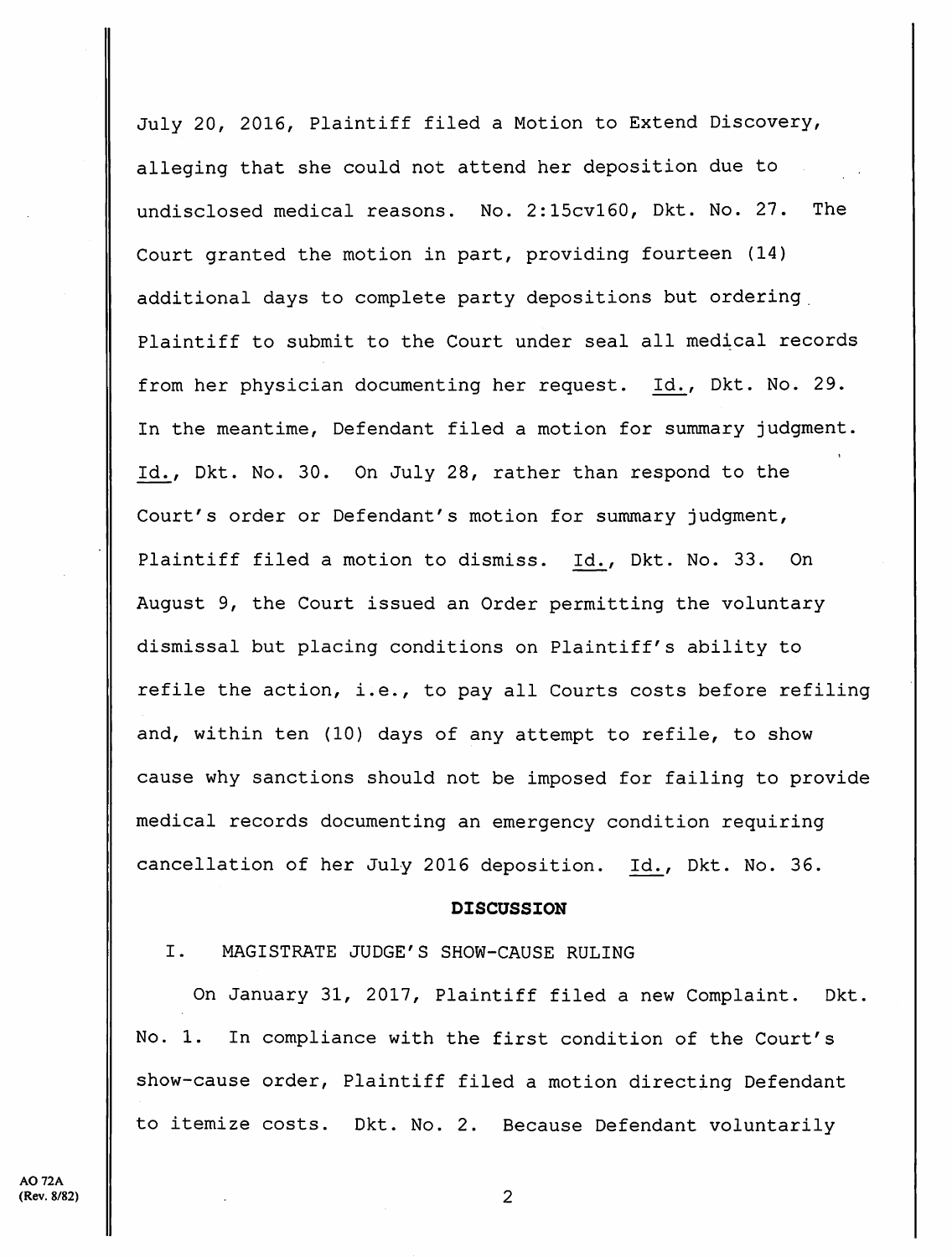July 20, 2016, Plaintiff filed a Motion to Extend Discovery, alleging that she could not attend her deposition due to undisclosed medical reasons. No. 2:15cv160, Dkt. No. 27. The Court granted the motion in part, providing fourteen (14) additional days to complete party depositions but ordering Plaintiff to submit to the Court under seal all medical records from her physician documenting her request. Id., Dkt. No. 29. In the meantime, Defendant filed a motion for summary judgment. Id., Dkt. No. 30. On July 28, rather than respond to the Court's order or Defendant's motion for summary judgment, Plaintiff filed a motion to dismiss. Id., Dkt. No. 33. On August 9, the Court issued an Order permitting the voluntary dismissal but placing conditions on Plaintiff's ability to refile the action, i.e., to pay all Courts costs before refiling and, within ten (10) days of any attempt to refile, to show cause why sanctions should not be imposed for failing to provide medical records documenting an emergency condition requiring cancellation of her July 2016 deposition. Id., Dkt. No. 36.

## DISCUSSION

### I. MAGISTRATE JUDGE'S SHOW-CAUSE RULING

On January 31, 2017, Plaintiff filed a new Complaint. Dkt. No. 1. In compliance with the first condition of the Court's show-cause order, Plaintiff filed a motion directing Defendant to itemize costs. Dkt. No. 2. Because Defendant voluntarily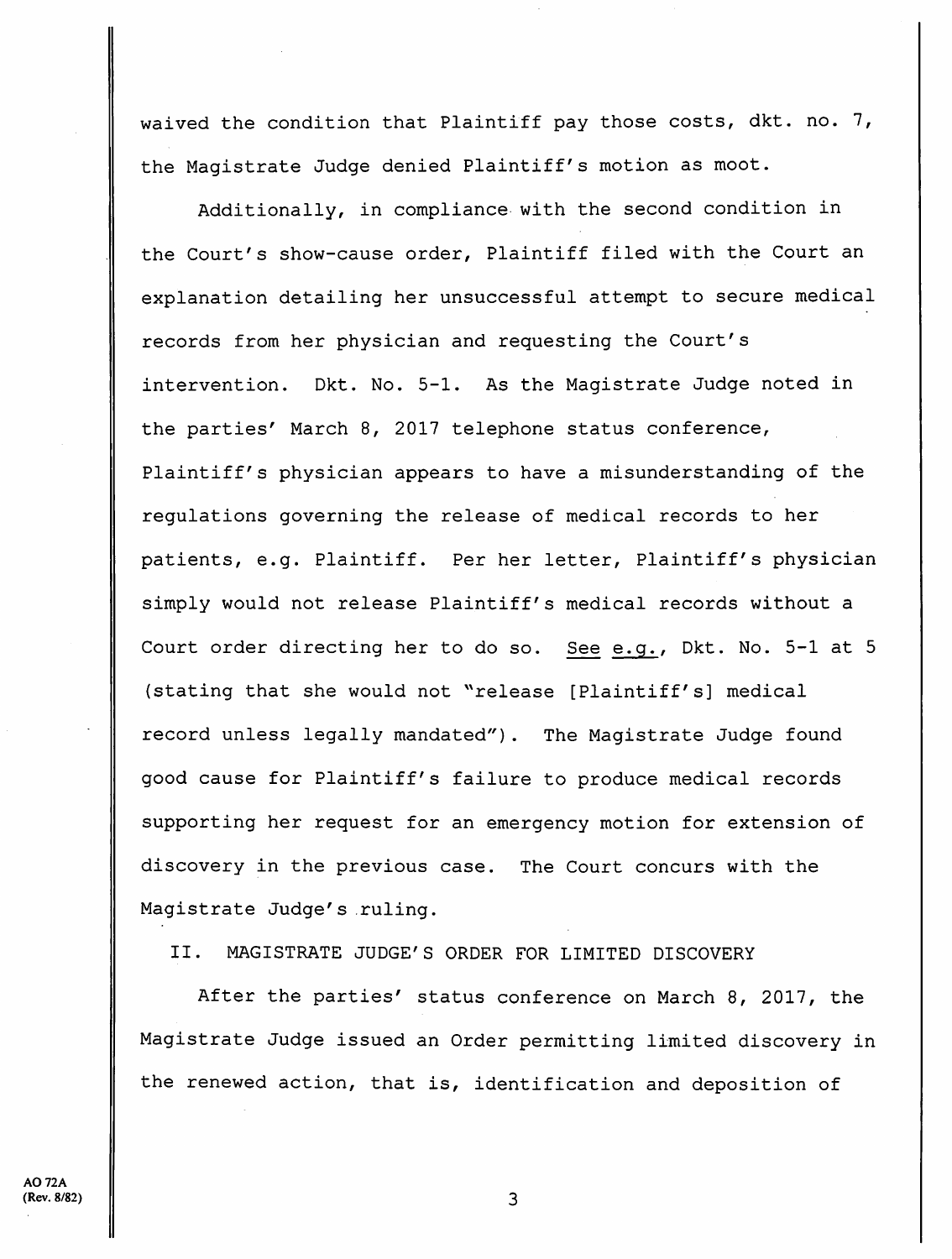waived the condition that Plaintiff pay those costs, dkt. no. 7, the Magistrate Judge denied Plaintiff's motion as moot.

Additionally, in compliance with the second condition in the Court's show-cause order, Plaintiff filed with the Court an explanation detailing her unsuccessful attempt to secure medical records from her physician and requesting the Court's intervention. Dkt. No. 5-1. As the Magistrate Judge noted in the parties' March 8, 2017 telephone status conference, Plaintiff's physician appears to have a misunderstanding of the regulations governing the release of medical records to her patients, e.g. Plaintiff. Per her letter, Plaintiff's physician simply would not release Plaintiff's medical records without a Court order directing her to do so. See e.g., Dkt. No. 5-1 at 5 (stating that she would not "release [Plaintiff's] medical record unless legally mandated"). The Magistrate Judge found good cause for Plaintiff's failure to produce medical records supporting her request for an emergency motion for extension of discovery in the previous case. The Court concurs with the Magistrate Judge's ruling.

## II. MAGISTRATE JUDGE'S ORDER FOR LIMITED DISCOVERY

After the parties' status conference on March 8, 2017, the Magistrate Judge issued an Order permitting limited discovery in the renewed action, that is, identification and deposition of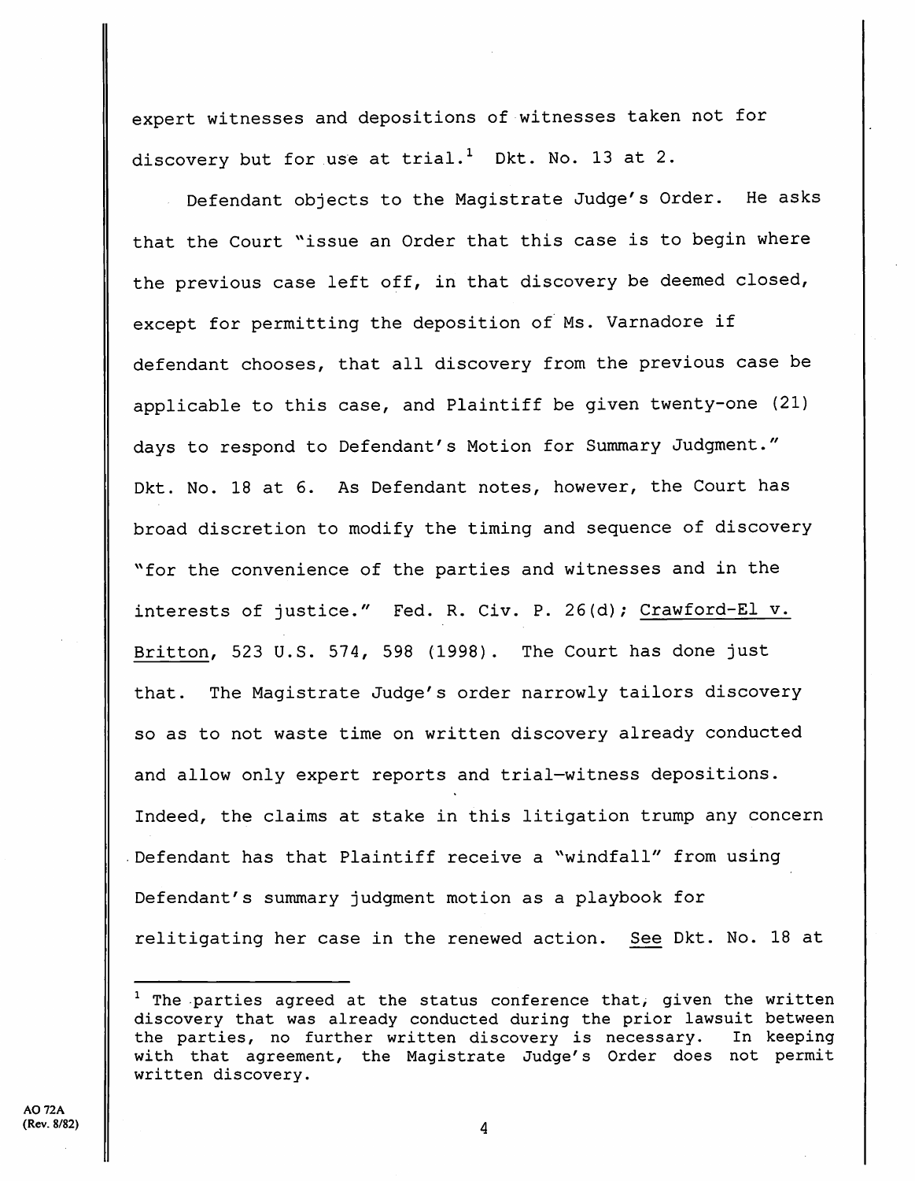expert witnesses and depositions of witnesses taken not for discovery but for use at trial.[1] Dkt. No. 13 at 2.

Defendant objects to the Magistrate Judge's Order. He asks that the Court "issue an Order that this case is to begin where the previous case left off, in that discovery be deemed closed, except for permitting the deposition of Ms. Varnadore if defendant chooses, that all discovery from the previous case be applicable to this case, and Plaintiff be given twenty-one (21) days to respond to Defendant's Motion for Summary Judgment." Dkt. No. 18 at 6. As Defendant notes, however, the Court has broad discretion to modify the timing and sequence of discovery "for the convenience of the parties and witnesses and in the interests of justice." Fed. R. Civ. P. 26(d); Crawford-El v. Britton, 523 U.S. 574, 598 (1998). The Court has done just that. The Magistrate Judge's order narrowly tailors discovery so as to not waste time on written discovery already conducted and allow only expert reports and trial—witness depositions. Indeed, the claims at stake in this litigation trump any concern Defendant has that Plaintiff receive a "windfall" from using Defendant's summary judgment motion as a playbook for relitigating her case in the renewed action. See Dkt. No. 18 at

---

[1] The parties agreed at the status conference that, given the written discovery that was already conducted during the prior lawsuit between the parties, no further written discovery is necessary. In keeping with that agreement, the Magistrate Judge's Order does not permit written discovery.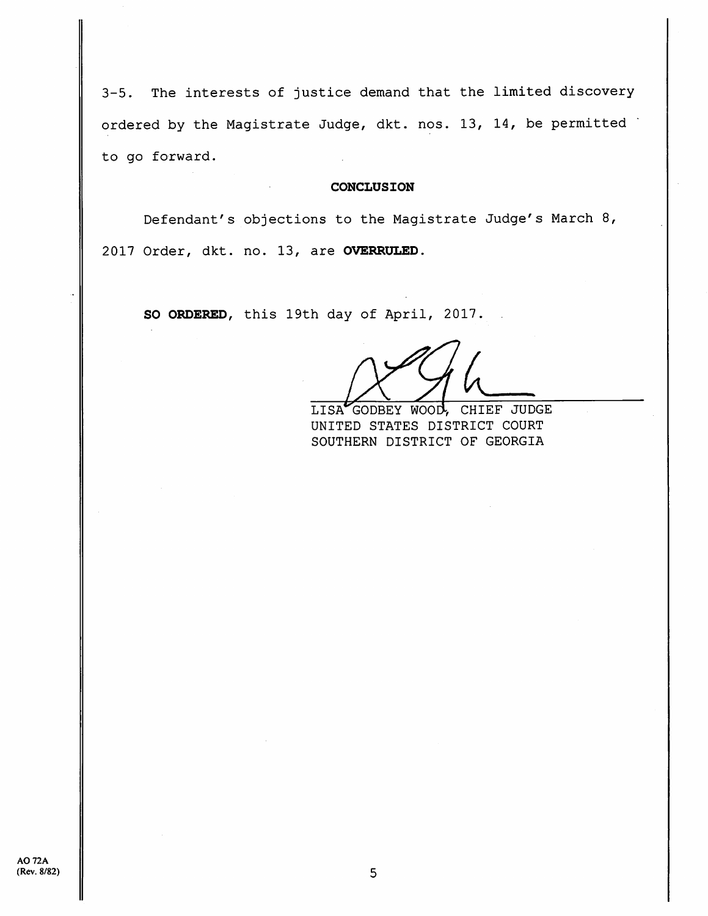3-5. The interests of justice demand that the limited discovery ordered by the Magistrate Judge, dkt. nos. 13, 14, be permitted to go forward.

**CONCLUSION**

Defendant's objections to the Magistrate Judge's March 8, 2017 Order, dkt. no. 13, are **OVERRULED**.

**SO ORDERED**, this 19th day of April, 2017.

LISA GODBEY WOOD, CHIEF JUDGE
UNITED STATES DISTRICT COURT
SOUTHERN DISTRICT OF GEORGIA

AO 72A
(Rev. 8/82)